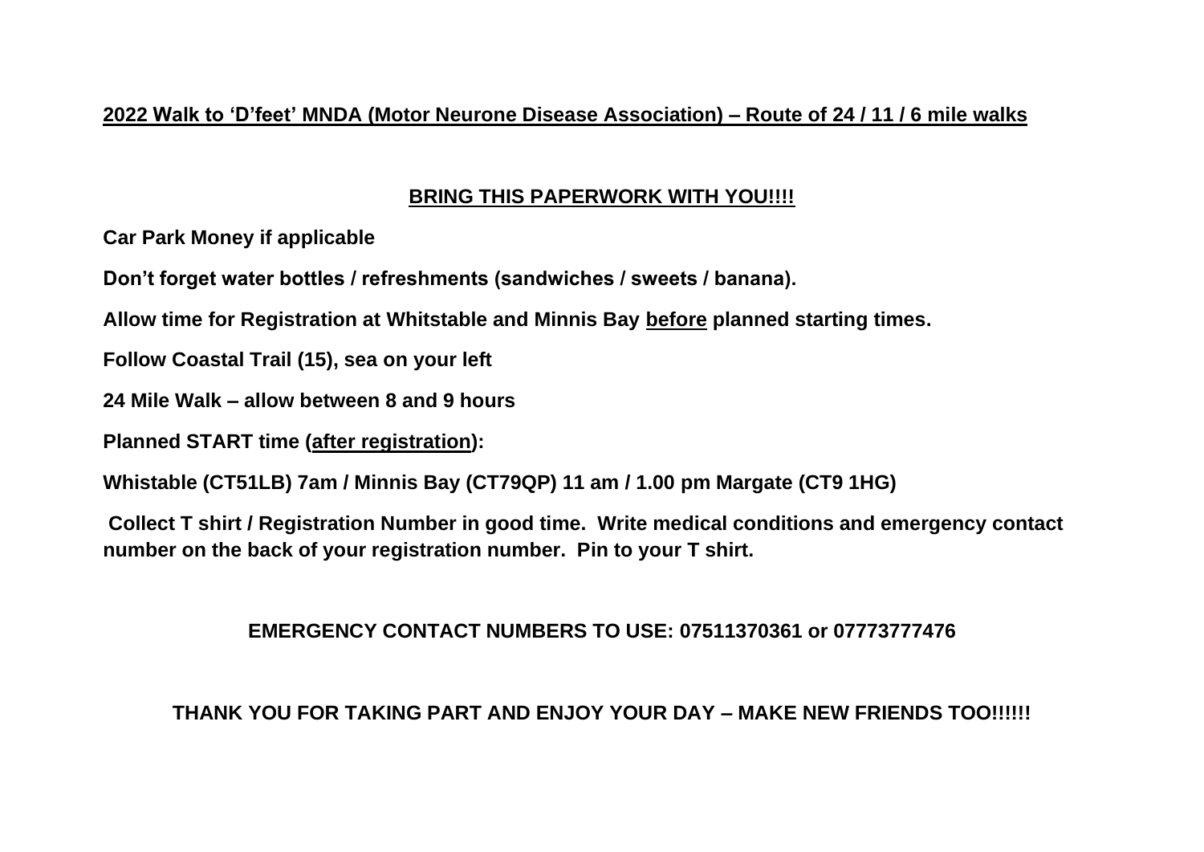## 2022 Walk to 'D'feet' MNDA (Motor Neurone Disease Association) – Route of 24 / 11 / 6 mile walks

### BRING THIS PAPERWORK WITH YOU!!!!

**Car Park Money if applicable**

**Don't forget water bottles / refreshments (sandwiches / sweets / banana).**

**Allow time for Registration at Whitstable and Minnis Bay before planned starting times.**

**Follow Coastal Trail (15), sea on your left**

**24 Mile Walk – allow between 8 and 9 hours**

**Planned START time (after registration):**

**Whitstable (CT51LB) 7am / Minnis Bay (CT79QP) 11 am / 1.00 pm Margate (CT9 1HG)**

**Collect T shirt / Registration Number in good time. Write medical conditions and emergency contact number on the back of your registration number. Pin to your T shirt.**

**EMERGENCY CONTACT NUMBERS TO USE: 07511370361 or 07773777476**

**THANK YOU FOR TAKING PART AND ENJOY YOUR DAY – MAKE NEW FRIENDS TOO!!!!!!**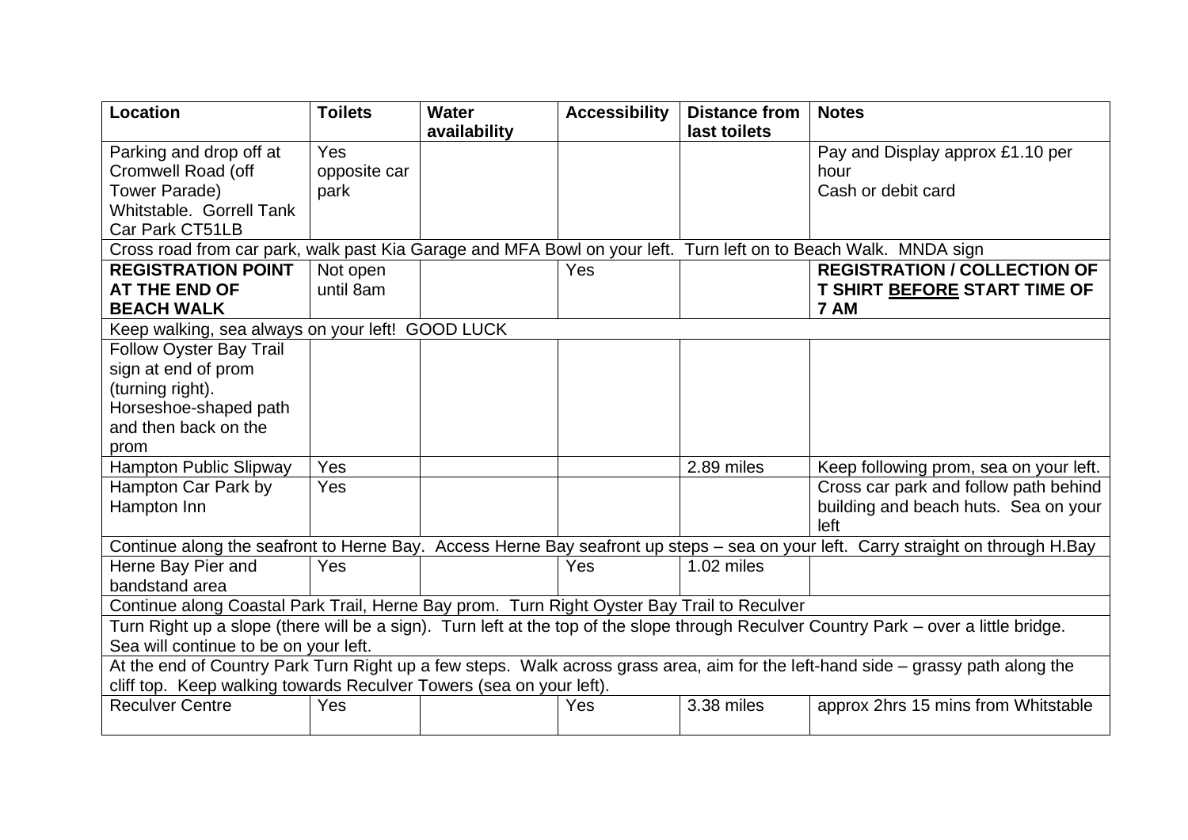| Location | Toilets | Water availability | Accessibility | Distance from last toilets | Notes |
|---|---|---|---|---|---|
| Parking and drop off at Cromwell Road (off Tower Parade) Whitstable. Gorrell Tank Car Park CT51LB | Yes opposite car park | | | | Pay and Display approx £1.10 per hour Cash or debit card |
| Cross road from car park, walk past Kia Garage and MFA Bowl on your left. Turn left on to Beach Walk. MNDA sign | | | | | |
| **REGISTRATION POINT AT THE END OF BEACH WALK** | Not open until 8am | | Yes | | **REGISTRATION / COLLECTION OF T SHIRT <u>BEFORE</u> START TIME OF 7 AM** |
| Keep walking, sea always on your left! GOOD LUCK | | | | | |
| Follow Oyster Bay Trail sign at end of prom (turning right). Horseshoe-shaped path and then back on the prom | | | | | |
| Hampton Public Slipway | Yes | | | 2.89 miles | Keep following prom, sea on your left. |
| Hampton Car Park by Hampton Inn | Yes | | | | Cross car park and follow path behind building and beach huts. Sea on your left |
| Continue along the seafront to Herne Bay. Access Herne Bay seafront up steps – sea on your left. Carry straight on through H.Bay | | | | | |
| Herne Bay Pier and bandstand area | Yes | | Yes | 1.02 miles | |
| Continue along Coastal Park Trail, Herne Bay prom. Turn Right Oyster Bay Trail to Reculver | | | | | |
| Turn Right up a slope (there will be a sign). Turn left at the top of the slope through Reculver Country Park – over a little bridge. Sea will continue to be on your left. | | | | | |
| At the end of Country Park Turn Right up a few steps. Walk across grass area, aim for the left-hand side – grassy path along the cliff top. Keep walking towards Reculver Towers (sea on your left). | | | | | |
| Reculver Centre | Yes | | Yes | 3.38 miles | approx 2hrs 15 mins from Whitstable |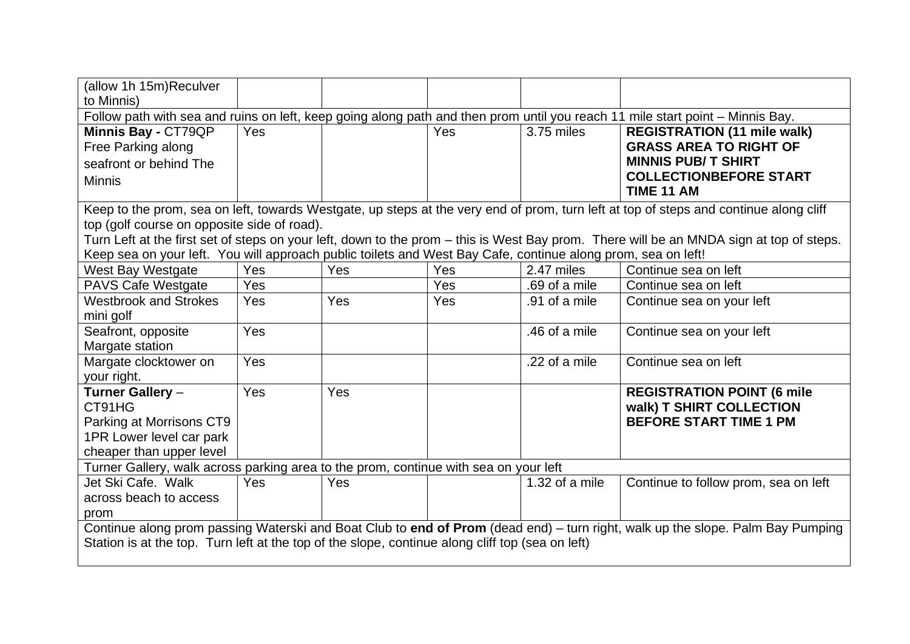| (allow 1h 15m)Reculver to Minnis) | | | | | |
|---|---|---|---|---|---|
| Follow path with sea and ruins on left, keep going along path and then prom until you reach 11 mile start point – Minnis Bay. | | | | | |
| **Minnis Bay -** CT79QP Free Parking along seafront or behind The Minnis | Yes | | Yes | 3.75 miles | **REGISTRATION (11 mile walk) GRASS AREA TO RIGHT OF MINNIS PUB/ T SHIRT COLLECTIONBEFORE START TIME 11 AM** |
| Keep to the prom, sea on left, towards Westgate, up steps at the very end of prom, turn left at top of steps and continue along cliff top (golf course on opposite side of road). Turn Left at the first set of steps on your left, down to the prom – this is West Bay prom. There will be an MNDA sign at top of steps. Keep sea on your left. You will approach public toilets and West Bay Cafe, continue along prom, sea on left! | | | | | |
| West Bay Westgate | Yes | Yes | Yes | 2.47 miles | Continue sea on left |
| PAVS Cafe Westgate | Yes | | Yes | .69 of a mile | Continue sea on left |
| Westbrook and Strokes mini golf | Yes | Yes | Yes | .91 of a mile | Continue sea on your left |
| Seafront, opposite Margate station | Yes | | | .46 of a mile | Continue sea on your left |
| Margate clocktower on your right. | Yes | | | .22 of a mile | Continue sea on left |
| **Turner Gallery** – CT91HG Parking at Morrisons CT9 1PR Lower level car park cheaper than upper level | Yes | Yes | | | **REGISTRATION POINT (6 mile walk) T SHIRT COLLECTION BEFORE START TIME 1 PM** |
| Turner Gallery, walk across parking area to the prom, continue with sea on your left | | | | | |
| Jet Ski Cafe. Walk across beach to access prom | Yes | Yes | | 1.32 of a mile | Continue to follow prom, sea on left |
| Continue along prom passing Waterski and Boat Club to **end of Prom** (dead end) – turn right, walk up the slope. Palm Bay Pumping Station is at the top. Turn left at the top of the slope, continue along cliff top (sea on left) | | | | | |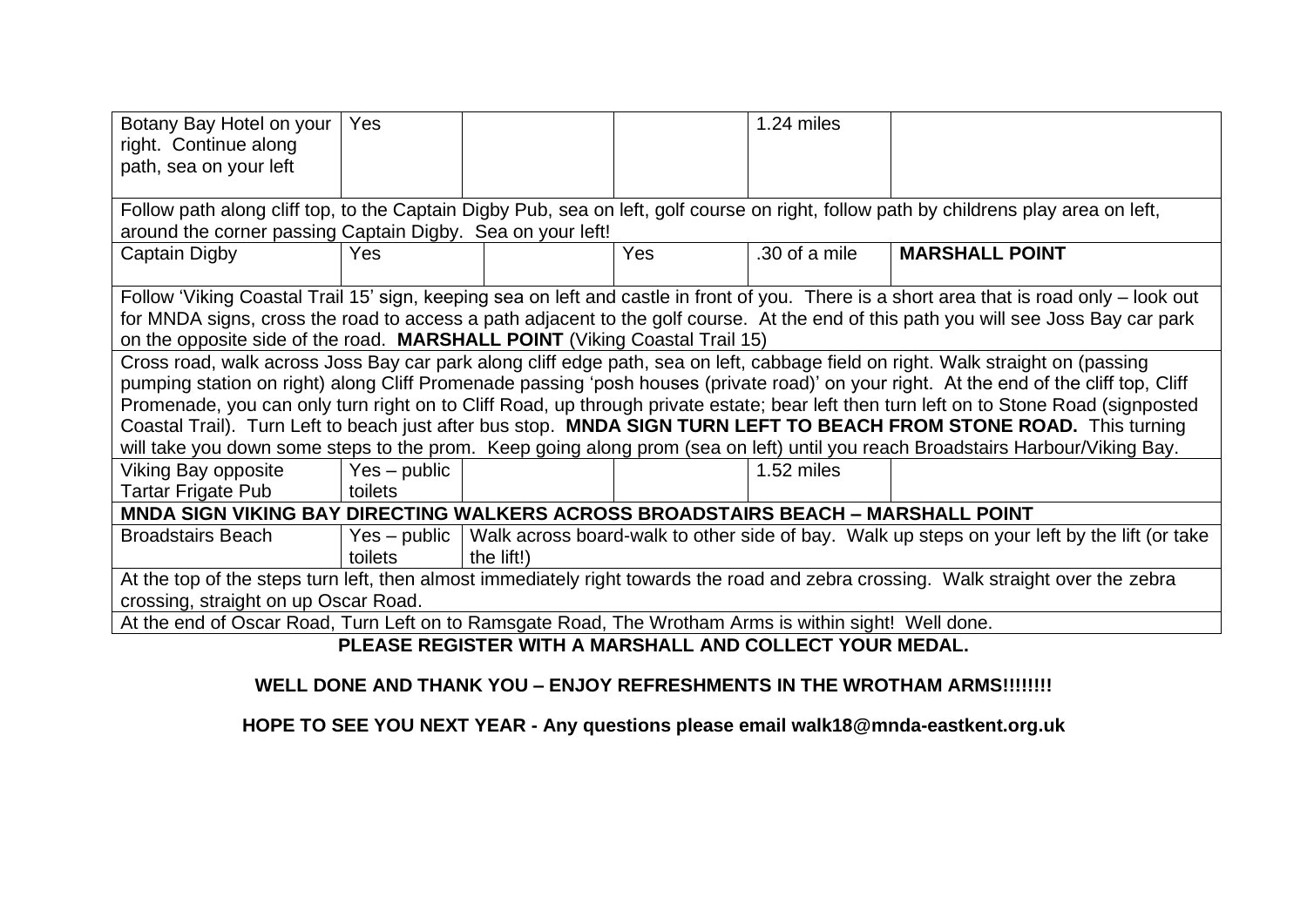| | | | | | |
|---|---|---|---|---|---|
| Botany Bay Hotel on your right. Continue along path, sea on your left | Yes | | | 1.24 miles | |
| Follow path along cliff top, to the Captain Digby Pub, sea on left, golf course on right, follow path by childrens play area on left, around the corner passing Captain Digby. Sea on your left! | | | | | |
| Captain Digby | Yes | | Yes | .30 of a mile | **MARSHALL POINT** |
| Follow 'Viking Coastal Trail 15' sign, keeping sea on left and castle in front of you. There is a short area that is road only – look out for MNDA signs, cross the road to access a path adjacent to the golf course. At the end of this path you will see Joss Bay car park on the opposite side of the road. **MARSHALL POINT** (Viking Coastal Trail 15) | | | | | |
| Cross road, walk across Joss Bay car park along cliff edge path, sea on left, cabbage field on right. Walk straight on (passing pumping station on right) along Cliff Promenade passing 'posh houses (private road)' on your right. At the end of the cliff top, Cliff Promenade, you can only turn right on to Cliff Road, up through private estate; bear left then turn left on to Stone Road (signposted Coastal Trail). Turn Left to beach just after bus stop. **MNDA SIGN TURN LEFT TO BEACH FROM STONE ROAD.** This turning will take you down some steps to the prom. Keep going along prom (sea on left) until you reach Broadstairs Harbour/Viking Bay. | | | | | |
| Viking Bay opposite Tartar Frigate Pub | Yes – public toilets | | | 1.52 miles | |
| **MNDA SIGN VIKING BAY DIRECTING WALKERS ACROSS BROADSTAIRS BEACH – MARSHALL POINT** | | | | | |
| Broadstairs Beach | Yes – public toilets | Walk across board-walk to other side of bay. Walk up steps on your left by the lift (or take the lift!) | | | |
| At the top of the steps turn left, then almost immediately right towards the road and zebra crossing. Walk straight over the zebra crossing, straight on up Oscar Road. | | | | | |
| At the end of Oscar Road, Turn Left on to Ramsgate Road, The Wrotham Arms is within sight! Well done. | | | | | |

**PLEASE REGISTER WITH A MARSHALL AND COLLECT YOUR MEDAL.**

**WELL DONE AND THANK YOU – ENJOY REFRESHMENTS IN THE WROTHAM ARMS!!!!!!!!**

**HOPE TO SEE YOU NEXT YEAR - Any questions please email walk18@mnda-eastkent.org.uk**